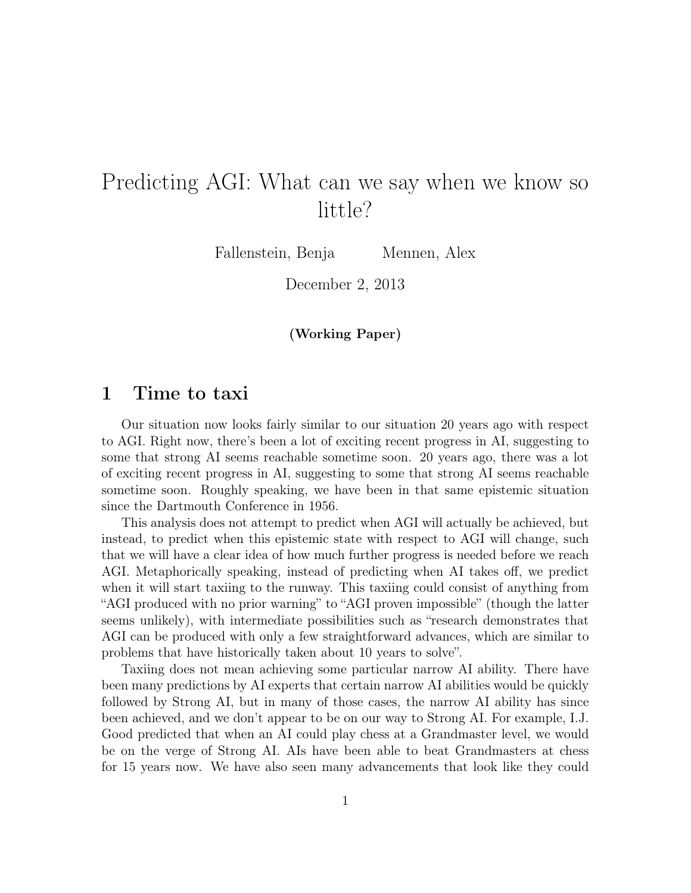# Predicting AGI: What can we say when we know so little?

Fallenstein, Benja    Mennen, Alex

December 2, 2013

**(Working Paper)**

## 1 Time to taxi

Our situation now looks fairly similar to our situation 20 years ago with respect to AGI. Right now, there's been a lot of exciting recent progress in AI, suggesting to some that strong AI seems reachable sometime soon. 20 years ago, there was a lot of exciting recent progress in AI, suggesting to some that strong AI seems reachable sometime soon. Roughly speaking, we have been in that same epistemic situation since the Dartmouth Conference in 1956.

This analysis does not attempt to predict when AGI will actually be achieved, but instead, to predict when this epistemic state with respect to AGI will change, such that we will have a clear idea of how much further progress is needed before we reach AGI. Metaphorically speaking, instead of predicting when AI takes off, we predict when it will start taxiing to the runway. This taxiing could consist of anything from "AGI produced with no prior warning" to "AGI proven impossible" (though the latter seems unlikely), with intermediate possibilities such as "research demonstrates that AGI can be produced with only a few straightforward advances, which are similar to problems that have historically taken about 10 years to solve".

Taxiing does not mean achieving some particular narrow AI ability. There have been many predictions by AI experts that certain narrow AI abilities would be quickly followed by Strong AI, but in many of those cases, the narrow AI ability has since been achieved, and we don't appear to be on our way to Strong AI. For example, I.J. Good predicted that when an AI could play chess at a Grandmaster level, we would be on the verge of Strong AI. AIs have been able to beat Grandmasters at chess for 15 years now. We have also seen many advancements that look like they could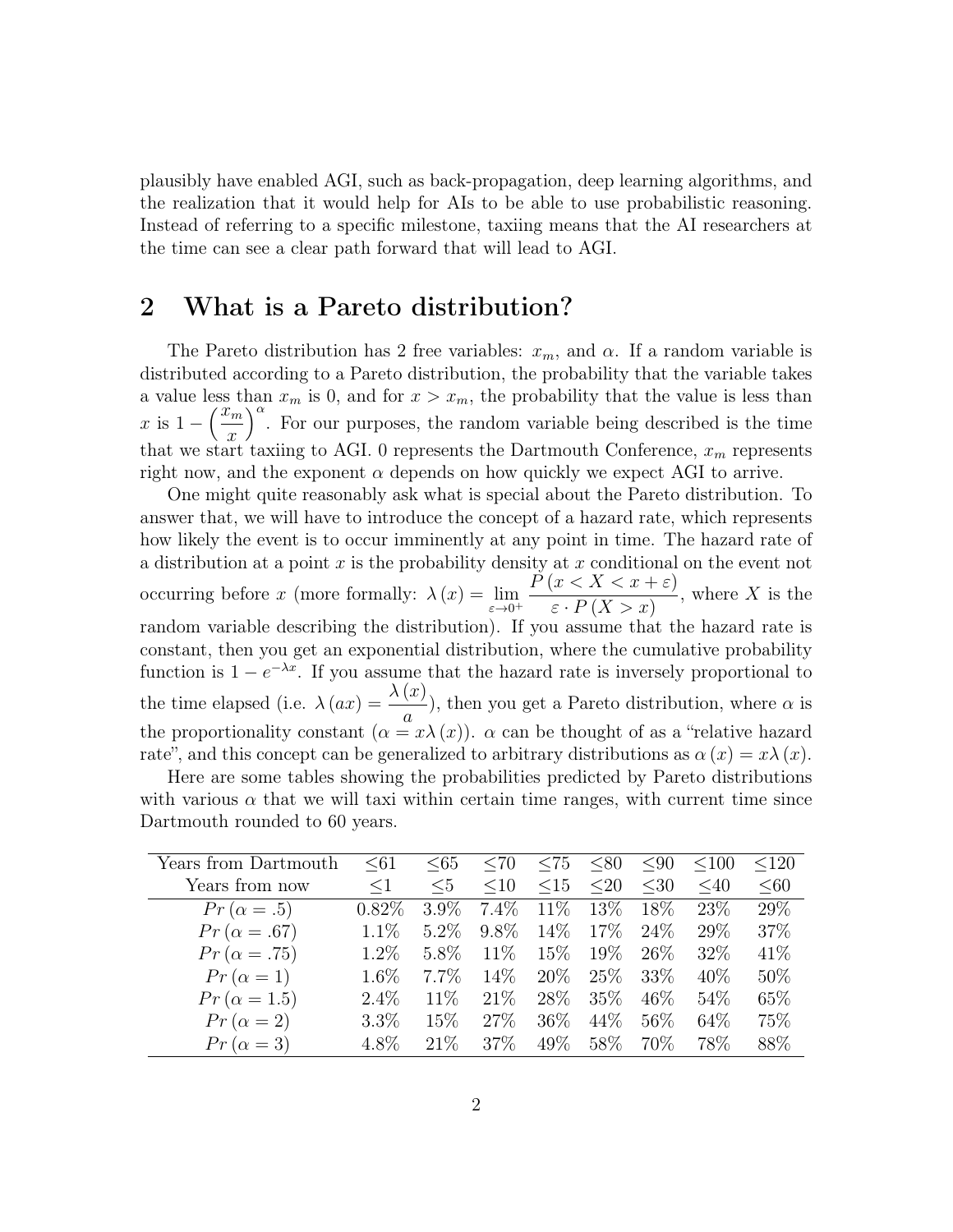plausibly have enabled AGI, such as back-propagation, deep learning algorithms, and the realization that it would help for AIs to be able to use probabilistic reasoning. Instead of referring to a specific milestone, taxiing means that the AI researchers at the time can see a clear path forward that will lead to AGI.

## 2 What is a Pareto distribution?

The Pareto distribution has 2 free variables: $x_m$, and $\alpha$. If a random variable is distributed according to a Pareto distribution, the probability that the variable takes a value less than $x_m$ is 0, and for $x > x_m$, the probability that the value is less than $x$ is $1 - \left(\frac{x_m}{x}\right)^\alpha$. For our purposes, the random variable being described is the time that we start taxiing to AGI. 0 represents the Dartmouth Conference, $x_m$ represents right now, and the exponent $\alpha$ depends on how quickly we expect AGI to arrive.

One might quite reasonably ask what is special about the Pareto distribution. To answer that, we will have to introduce the concept of a hazard rate, which represents how likely the event is to occur imminently at any point in time. The hazard rate of a distribution at a point $x$ is the probability density at $x$ conditional on the event not occurring before $x$ (more formally: $\lambda(x) = \lim_{\varepsilon \to 0^+} \frac{P(x < X < x + \varepsilon)}{\varepsilon \cdot P(X > x)}$, where $X$ is the random variable describing the distribution). If you assume that the hazard rate is constant, then you get an exponential distribution, where the cumulative probability function is $1 - e^{-\lambda x}$. If you assume that the hazard rate is inversely proportional to the time elapsed (i.e. $\lambda(ax) = \frac{\lambda(x)}{a}$), then you get a Pareto distribution, where $\alpha$ is the proportionality constant ($\alpha = x\lambda(x)$). $\alpha$ can be thought of as a "relative hazard rate", and this concept can be generalized to arbitrary distributions as $\alpha(x) = x\lambda(x)$.

Here are some tables showing the probabilities predicted by Pareto distributions with various $\alpha$ that we will taxi within certain time ranges, with current time since Dartmouth rounded to 60 years.

| Years from Dartmouth | ≤61 | ≤65 | ≤70 | ≤75 | ≤80 | ≤90 | ≤100 | ≤120 |
|---|---|---|---|---|---|---|---|---|
| Years from now | ≤1 | ≤5 | ≤10 | ≤15 | ≤20 | ≤30 | ≤40 | ≤60 |
| $Pr(\alpha = .5)$ | 0.82% | 3.9% | 7.4% | 11% | 13% | 18% | 23% | 29% |
| $Pr(\alpha = .67)$ | 1.1% | 5.2% | 9.8% | 14% | 17% | 24% | 29% | 37% |
| $Pr(\alpha = .75)$ | 1.2% | 5.8% | 11% | 15% | 19% | 26% | 32% | 41% |
| $Pr(\alpha = 1)$ | 1.6% | 7.7% | 14% | 20% | 25% | 33% | 40% | 50% |
| $Pr(\alpha = 1.5)$ | 2.4% | 11% | 21% | 28% | 35% | 46% | 54% | 65% |
| $Pr(\alpha = 2)$ | 3.3% | 15% | 27% | 36% | 44% | 56% | 64% | 75% |
| $Pr(\alpha = 3)$ | 4.8% | 21% | 37% | 49% | 58% | 70% | 78% | 88% |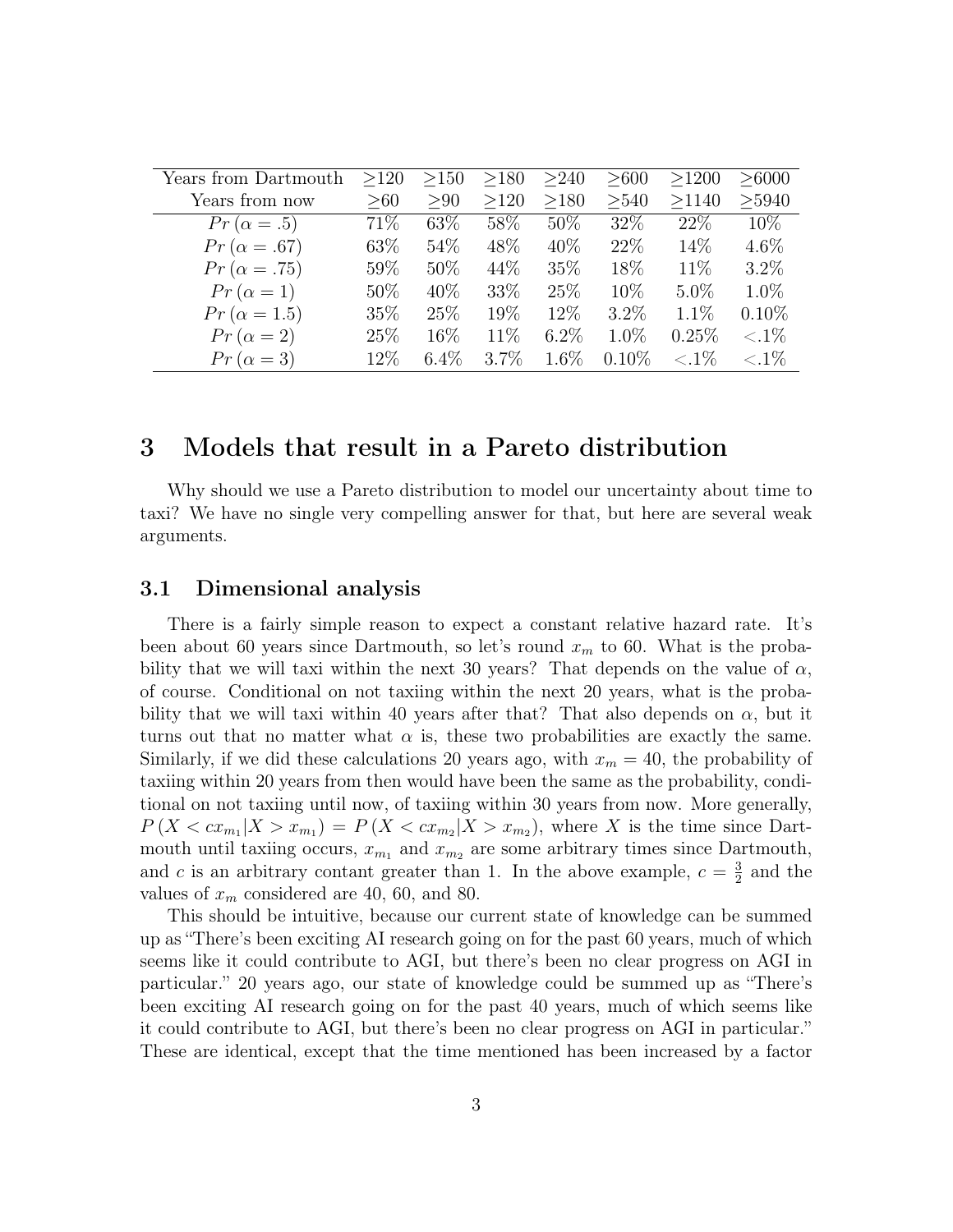| Years from Dartmouth | ≥120 | ≥150 | ≥180 | ≥240 | ≥600 | ≥1200 | ≥6000 |
|---|---|---|---|---|---|---|---|
| Years from now | ≥60 | ≥90 | ≥120 | ≥180 | ≥540 | ≥1140 | ≥5940 |
| $Pr(\alpha = .5)$ | 71% | 63% | 58% | 50% | 32% | 22% | 10% |
| $Pr(\alpha = .67)$ | 63% | 54% | 48% | 40% | 22% | 14% | 4.6% |
| $Pr(\alpha = .75)$ | 59% | 50% | 44% | 35% | 18% | 11% | 3.2% |
| $Pr(\alpha = 1)$ | 50% | 40% | 33% | 25% | 10% | 5.0% | 1.0% |
| $Pr(\alpha = 1.5)$ | 35% | 25% | 19% | 12% | 3.2% | 1.1% | 0.10% |
| $Pr(\alpha = 2)$ | 25% | 16% | 11% | 6.2% | 1.0% | 0.25% | <.1% |
| $Pr(\alpha = 3)$ | 12% | 6.4% | 3.7% | 1.6% | 0.10% | <.1% | <.1% |

# 3 Models that result in a Pareto distribution

Why should we use a Pareto distribution to model our uncertainty about time to taxi? We have no single very compelling answer for that, but here are several weak arguments.

## 3.1 Dimensional analysis

There is a fairly simple reason to expect a constant relative hazard rate. It's been about 60 years since Dartmouth, so let's round $x_m$ to 60. What is the probability that we will taxi within the next 30 years? That depends on the value of $\alpha$, of course. Conditional on not taxiing within the next 20 years, what is the probability that we will taxi within 40 years after that? That also depends on $\alpha$, but it turns out that no matter what $\alpha$ is, these two probabilities are exactly the same. Similarly, if we did these calculations 20 years ago, with $x_m = 40$, the probability of taxiing within 20 years from then would have been the same as the probability, conditional on not taxiing until now, of taxiing within 30 years from now. More generally, $P(X < cx_{m_1} | X > x_{m_1}) = P(X < cx_{m_2} | X > x_{m_2})$, where $X$ is the time since Dartmouth until taxiing occurs, $x_{m_1}$ and $x_{m_2}$ are some arbitrary times since Dartmouth, and $c$ is an arbitrary contant greater than 1. In the above example, $c = \frac{3}{2}$ and the values of $x_m$ considered are 40, 60, and 80.

This should be intuitive, because our current state of knowledge can be summed up as "There's been exciting AI research going on for the past 60 years, much of which seems like it could contribute to AGI, but there's been no clear progress on AGI in particular." 20 years ago, our state of knowledge could be summed up as "There's been exciting AI research going on for the past 40 years, much of which seems like it could contribute to AGI, but there's been no clear progress on AGI in particular." These are identical, except that the time mentioned has been increased by a factor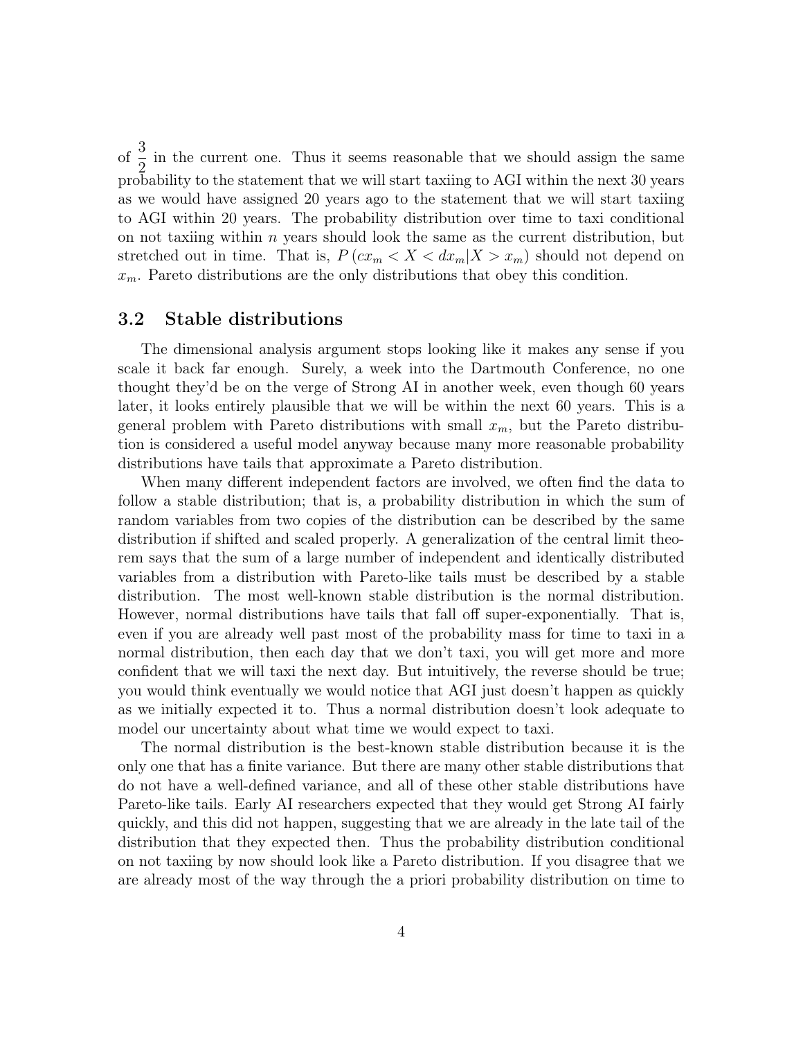of $\frac{3}{2}$ in the current one. Thus it seems reasonable that we should assign the same probability to the statement that we will start taxiing to AGI within the next 30 years as we would have assigned 20 years ago to the statement that we will start taxiing to AGI within 20 years. The probability distribution over time to taxi conditional on not taxiing within $n$ years should look the same as the current distribution, but stretched out in time. That is, $P\left(cx_m < X < dx_m | X > x_m\right)$ should not depend on $x_m$. Pareto distributions are the only distributions that obey this condition.

### 3.2 Stable distributions

The dimensional analysis argument stops looking like it makes any sense if you scale it back far enough. Surely, a week into the Dartmouth Conference, no one thought they'd be on the verge of Strong AI in another week, even though 60 years later, it looks entirely plausible that we will be within the next 60 years. This is a general problem with Pareto distributions with small $x_m$, but the Pareto distribution is considered a useful model anyway because many more reasonable probability distributions have tails that approximate a Pareto distribution.

When many different independent factors are involved, we often find the data to follow a stable distribution; that is, a probability distribution in which the sum of random variables from two copies of the distribution can be described by the same distribution if shifted and scaled properly. A generalization of the central limit theorem says that the sum of a large number of independent and identically distributed variables from a distribution with Pareto-like tails must be described by a stable distribution. The most well-known stable distribution is the normal distribution. However, normal distributions have tails that fall off super-exponentially. That is, even if you are already well past most of the probability mass for time to taxi in a normal distribution, then each day that we don't taxi, you will get more and more confident that we will taxi the next day. But intuitively, the reverse should be true; you would think eventually we would notice that AGI just doesn't happen as quickly as we initially expected it to. Thus a normal distribution doesn't look adequate to model our uncertainty about what time we would expect to taxi.

The normal distribution is the best-known stable distribution because it is the only one that has a finite variance. But there are many other stable distributions that do not have a well-defined variance, and all of these other stable distributions have Pareto-like tails. Early AI researchers expected that they would get Strong AI fairly quickly, and this did not happen, suggesting that we are already in the late tail of the distribution that they expected then. Thus the probability distribution conditional on not taxiing by now should look like a Pareto distribution. If you disagree that we are already most of the way through the a priori probability distribution on time to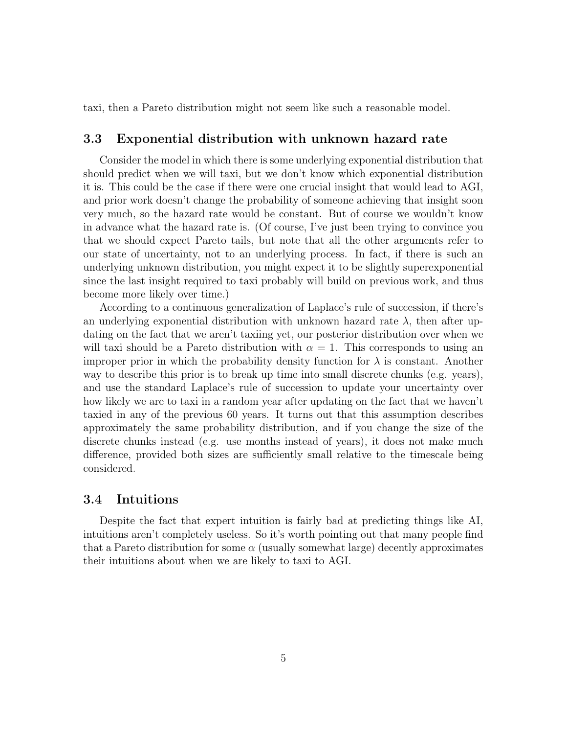taxi, then a Pareto distribution might not seem like such a reasonable model.

### 3.3 Exponential distribution with unknown hazard rate

Consider the model in which there is some underlying exponential distribution that should predict when we will taxi, but we don't know which exponential distribution it is. This could be the case if there were one crucial insight that would lead to AGI, and prior work doesn't change the probability of someone achieving that insight soon very much, so the hazard rate would be constant. But of course we wouldn't know in advance what the hazard rate is. (Of course, I've just been trying to convince you that we should expect Pareto tails, but note that all the other arguments refer to our state of uncertainty, not to an underlying process. In fact, if there is such an underlying unknown distribution, you might expect it to be slightly superexponential since the last insight required to taxi probably will build on previous work, and thus become more likely over time.)

According to a continuous generalization of Laplace's rule of succession, if there's an underlying exponential distribution with unknown hazard rate $\lambda$, then after updating on the fact that we aren't taxiing yet, our posterior distribution over when we will taxi should be a Pareto distribution with $\alpha = 1$. This corresponds to using an improper prior in which the probability density function for $\lambda$ is constant. Another way to describe this prior is to break up time into small discrete chunks (e.g. years), and use the standard Laplace's rule of succession to update your uncertainty over how likely we are to taxi in a random year after updating on the fact that we haven't taxied in any of the previous 60 years. It turns out that this assumption describes approximately the same probability distribution, and if you change the size of the discrete chunks instead (e.g. use months instead of years), it does not make much difference, provided both sizes are sufficiently small relative to the timescale being considered.

### 3.4 Intuitions

Despite the fact that expert intuition is fairly bad at predicting things like AI, intuitions aren't completely useless. So it's worth pointing out that many people find that a Pareto distribution for some $\alpha$ (usually somewhat large) decently approximates their intuitions about when we are likely to taxi to AGI.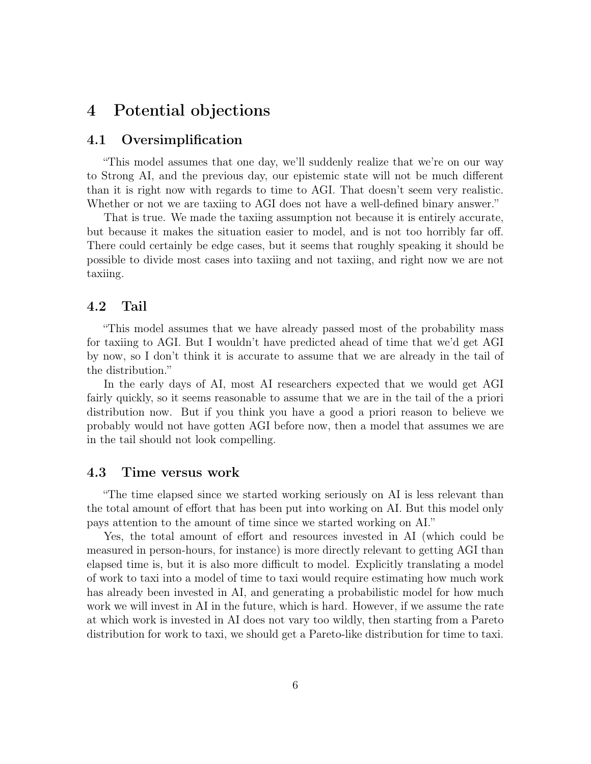## 4 Potential objections

### 4.1 Oversimplification

"This model assumes that one day, we'll suddenly realize that we're on our way to Strong AI, and the previous day, our epistemic state will not be much different than it is right now with regards to time to AGI. That doesn't seem very realistic. Whether or not we are taxiing to AGI does not have a well-defined binary answer."

That is true. We made the taxiing assumption not because it is entirely accurate, but because it makes the situation easier to model, and is not too horribly far off. There could certainly be edge cases, but it seems that roughly speaking it should be possible to divide most cases into taxiing and not taxiing, and right now we are not taxiing.

### 4.2 Tail

"This model assumes that we have already passed most of the probability mass for taxiing to AGI. But I wouldn't have predicted ahead of time that we'd get AGI by now, so I don't think it is accurate to assume that we are already in the tail of the distribution."

In the early days of AI, most AI researchers expected that we would get AGI fairly quickly, so it seems reasonable to assume that we are in the tail of the a priori distribution now. But if you think you have a good a priori reason to believe we probably would not have gotten AGI before now, then a model that assumes we are in the tail should not look compelling.

### 4.3 Time versus work

"The time elapsed since we started working seriously on AI is less relevant than the total amount of effort that has been put into working on AI. But this model only pays attention to the amount of time since we started working on AI."

Yes, the total amount of effort and resources invested in AI (which could be measured in person-hours, for instance) is more directly relevant to getting AGI than elapsed time is, but it is also more difficult to model. Explicitly translating a model of work to taxi into a model of time to taxi would require estimating how much work has already been invested in AI, and generating a probabilistic model for how much work we will invest in AI in the future, which is hard. However, if we assume the rate at which work is invested in AI does not vary too wildly, then starting from a Pareto distribution for work to taxi, we should get a Pareto-like distribution for time to taxi.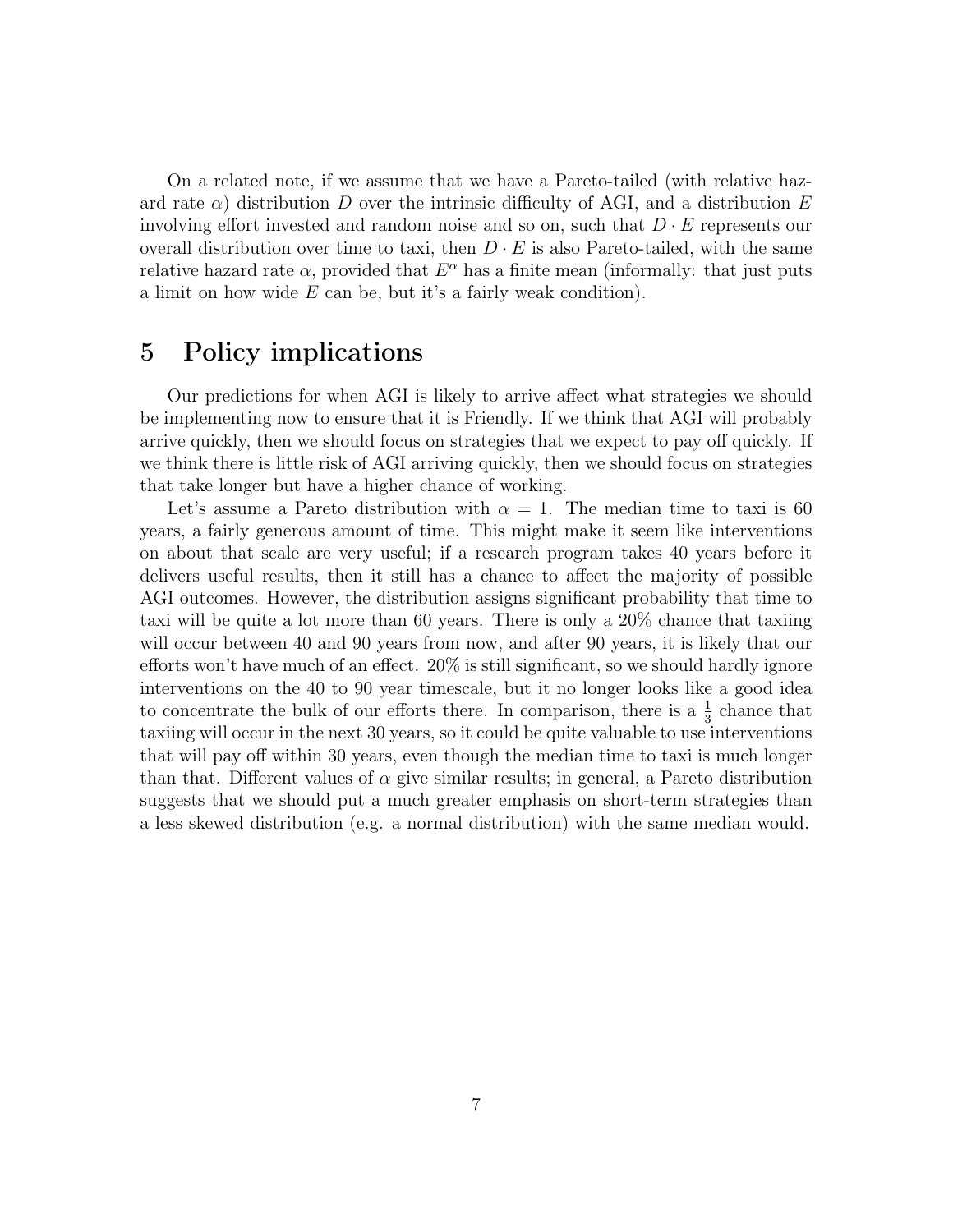On a related note, if we assume that we have a Pareto-tailed (with relative hazard rate $\alpha$) distribution $D$ over the intrinsic difficulty of AGI, and a distribution $E$ involving effort invested and random noise and so on, such that $D \cdot E$ represents our overall distribution over time to taxi, then $D \cdot E$ is also Pareto-tailed, with the same relative hazard rate $\alpha$, provided that $E^\alpha$ has a finite mean (informally: that just puts a limit on how wide $E$ can be, but it's a fairly weak condition).

# 5 Policy implications

Our predictions for when AGI is likely to arrive affect what strategies we should be implementing now to ensure that it is Friendly. If we think that AGI will probably arrive quickly, then we should focus on strategies that we expect to pay off quickly. If we think there is little risk of AGI arriving quickly, then we should focus on strategies that take longer but have a higher chance of working.

Let's assume a Pareto distribution with $\alpha = 1$. The median time to taxi is 60 years, a fairly generous amount of time. This might make it seem like interventions on about that scale are very useful; if a research program takes 40 years before it delivers useful results, then it still has a chance to affect the majority of possible AGI outcomes. However, the distribution assigns significant probability that time to taxi will be quite a lot more than 60 years. There is only a 20% chance that taxiing will occur between 40 and 90 years from now, and after 90 years, it is likely that our efforts won't have much of an effect. 20% is still significant, so we should hardly ignore interventions on the 40 to 90 year timescale, but it no longer looks like a good idea to concentrate the bulk of our efforts there. In comparison, there is a $\frac{1}{3}$ chance that taxiing will occur in the next 30 years, so it could be quite valuable to use interventions that will pay off within 30 years, even though the median time to taxi is much longer than that. Different values of $\alpha$ give similar results; in general, a Pareto distribution suggests that we should put a much greater emphasis on short-term strategies than a less skewed distribution (e.g. a normal distribution) with the same median would.